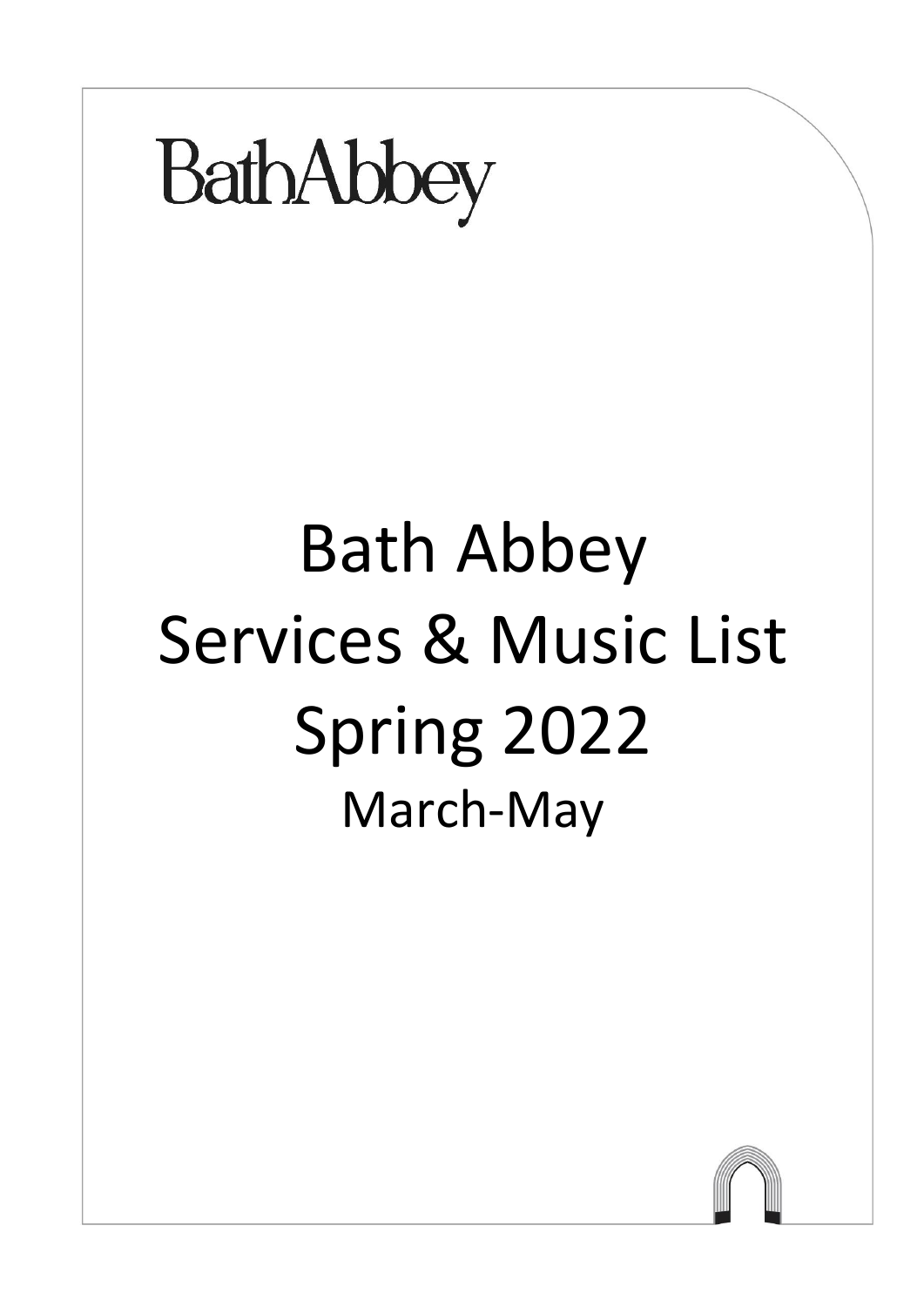BathAbbey

# Bath Abbey
# Services & Music List
# Spring 2022

March-May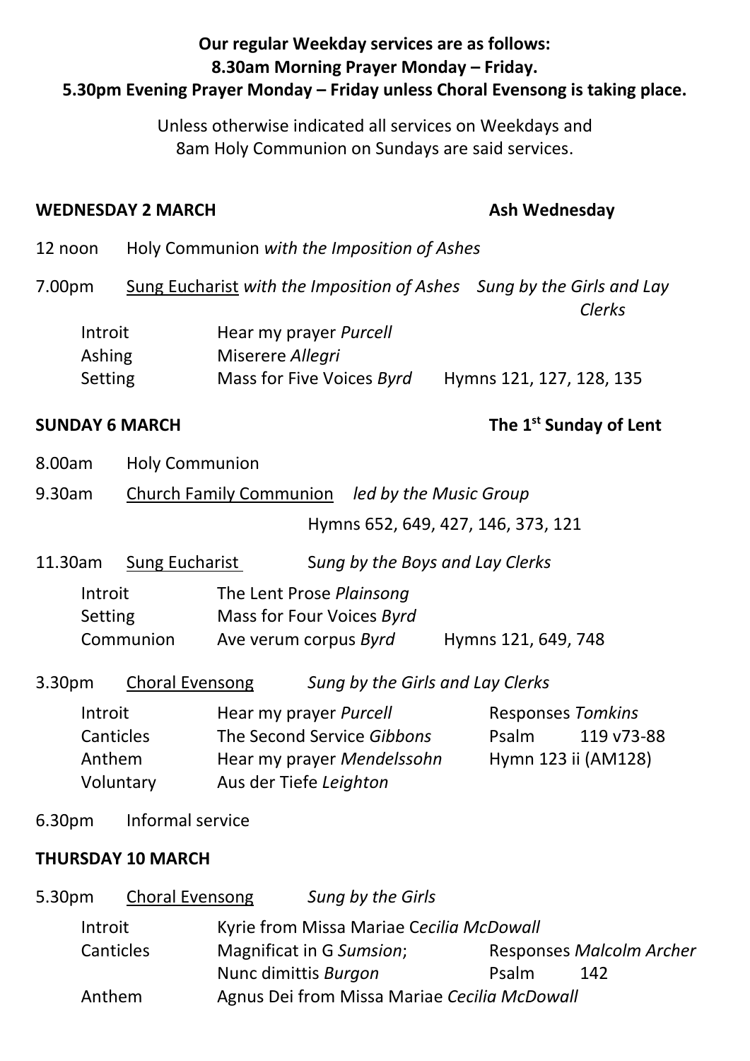**Our regular Weekday services are as follows:**
**8.30am Morning Prayer Monday – Friday.**
**5.30pm Evening Prayer Monday – Friday unless Choral Evensong is taking place.**

Unless otherwise indicated all services on Weekdays and 8am Holy Communion on Sundays are said services.

### WEDNESDAY 2 MARCH — Ash Wednesday

12 noon Holy Communion *with the Imposition of Ashes*

7.00pm Sung Eucharist *with the Imposition of Ashes* *Sung by the Girls and Lay Clerks*

| | | |
|---|---|---|
| Introit | Hear my prayer *Purcell* | |
| Ashing | Miserere *Allegri* | |
| Setting | Mass for Five Voices *Byrd* | Hymns 121, 127, 128, 135 |

### SUNDAY 6 MARCH — The 1st Sunday of Lent

8.00am Holy Communion

9.30am Church Family Communion *led by the Music Group*

Hymns 652, 649, 427, 146, 373, 121

11.30am Sung Eucharist *Sung by the Boys and Lay Clerks*

| | | |
|---|---|---|
| Introit | The Lent Prose *Plainsong* | |
| Setting | Mass for Four Voices *Byrd* | |
| Communion | Ave verum corpus *Byrd* | Hymns 121, 649, 748 |

3.30pm Choral Evensong *Sung by the Girls and Lay Clerks*

| | | |
|---|---|---|
| Introit | Hear my prayer *Purcell* | Responses *Tomkins* |
| Canticles | The Second Service *Gibbons* | Psalm 119 v73-88 |
| Anthem | Hear my prayer *Mendelssohn* | Hymn 123 ii (AM128) |
| Voluntary | Aus der Tiefe *Leighton* | |

6.30pm Informal service

### THURSDAY 10 MARCH

5.30pm Choral Evensong *Sung by the Girls*

| | | |
|---|---|---|
| Introit | Kyrie from Missa Mariae *Cecilia McDowall* | |
| Canticles | Magnificat in G *Sumsion*; Nunc dimittis *Burgon* | Responses *Malcolm Archer*; Psalm 142 |
| Anthem | Agnus Dei from Missa Mariae *Cecilia McDowall* | |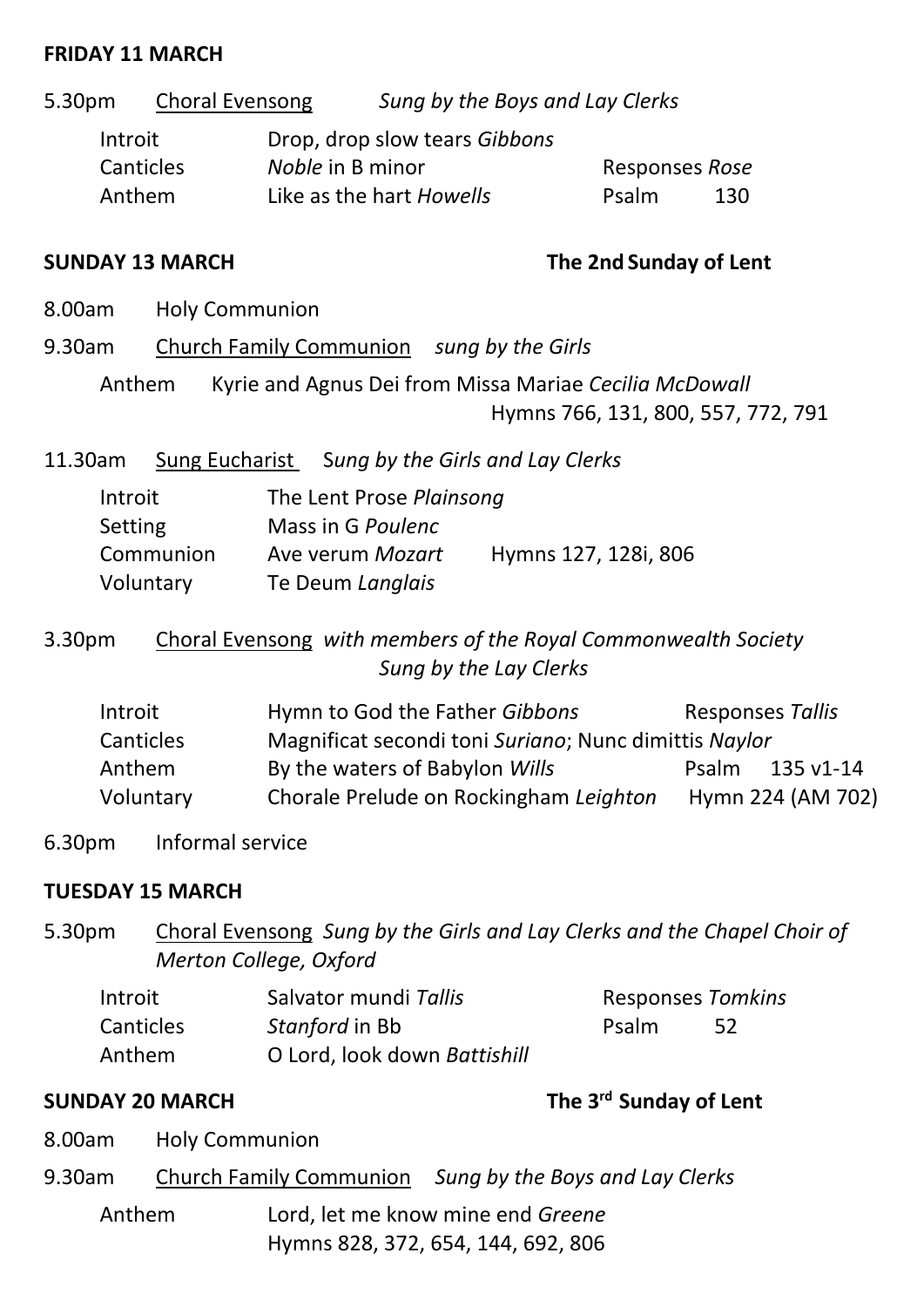**FRIDAY 11 MARCH**

5.30pm Choral Evensong *Sung by the Boys and Lay Clerks*

| | | | |
|---|---|---|---|
| Introit | Drop, drop slow tears *Gibbons* | | |
| Canticles | *Noble* in B minor | Responses *Rose* | |
| Anthem | Like as the hart *Howells* | Psalm | 130 |

**SUNDAY 13 MARCH** **The 2nd Sunday of Lent**

8.00am Holy Communion

9.30am Church Family Communion *sung by the Girls*

Anthem Kyrie and Agnus Dei from Missa Mariae *Cecilia McDowall*
Hymns 766, 131, 800, 557, 772, 791

11.30am Sung Eucharist *Sung by the Girls and Lay Clerks*

| | | |
|---|---|---|
| Introit | The Lent Prose *Plainsong* | |
| Setting | Mass in G *Poulenc* | |
| Communion | Ave verum *Mozart* | Hymns 127, 128i, 806 |
| Voluntary | Te Deum *Langlais* | |

3.30pm Choral Evensong *with members of the Royal Commonwealth Society*
*Sung by the Lay Clerks*

| | | |
|---|---|---|
| Introit | Hymn to God the Father *Gibbons* | Responses *Tallis* |
| Canticles | Magnificat secondi toni *Suriano*; Nunc dimittis *Naylor* | |
| Anthem | By the waters of Babylon *Wills* | Psalm 135 v1-14 |
| Voluntary | Chorale Prelude on Rockingham *Leighton* | Hymn 224 (AM 702) |

6.30pm Informal service

**TUESDAY 15 MARCH**

5.30pm Choral Evensong *Sung by the Girls and Lay Clerks and the Chapel Choir of Merton College, Oxford*

| | | | |
|---|---|---|---|
| Introit | Salvator mundi *Tallis* | Responses *Tomkins* | |
| Canticles | *Stanford* in Bb | Psalm | 52 |
| Anthem | O Lord, look down *Battishill* | | |

**SUNDAY 20 MARCH** **The 3rd Sunday of Lent**

8.00am Holy Communion

9.30am Church Family Communion *Sung by the Boys and Lay Clerks*

Anthem Lord, let me know mine end *Greene*
Hymns 828, 372, 654, 144, 692, 806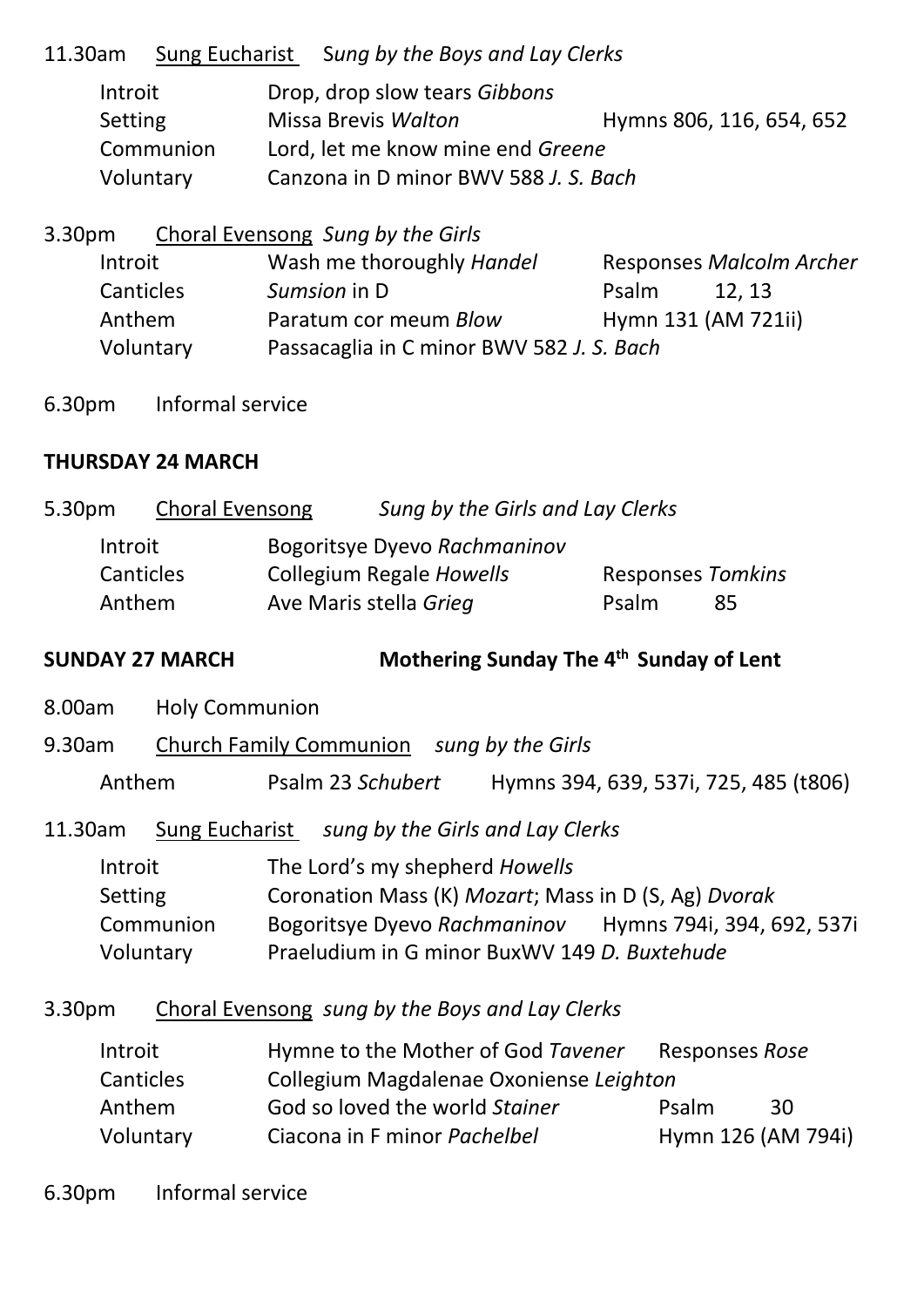11.30am <u>Sung Eucharist</u> *Sung by the Boys and Lay Clerks*

| | | |
|---|---|---|
| Introit | Drop, drop slow tears *Gibbons* | |
| Setting | Missa Brevis *Walton* | Hymns 806, 116, 654, 652 |
| Communion | Lord, let me know mine end *Greene* | |
| Voluntary | Canzona in D minor BWV 588 *J. S. Bach* | |

3.30pm <u>Choral Evensong</u> *Sung by the Girls*

| | | |
|---|---|---|
| Introit | Wash me thoroughly *Handel* | Responses *Malcolm Archer* |
| Canticles | *Sumsion* in D | Psalm 12, 13 |
| Anthem | Paratum cor meum *Blow* | Hymn 131 (AM 721ii) |
| Voluntary | Passacaglia in C minor BWV 582 *J. S. Bach* | |

6.30pm Informal service

**THURSDAY 24 MARCH**

5.30pm <u>Choral Evensong</u> *Sung by the Girls and Lay Clerks*

| | | |
|---|---|---|
| Introit | Bogoritsye Dyevo *Rachmaninov* | |
| Canticles | Collegium Regale *Howells* | Responses *Tomkins* |
| Anthem | Ave Maris stella *Grieg* | Psalm 85 |

**SUNDAY 27 MARCH** **Mothering Sunday The 4th Sunday of Lent**

8.00am Holy Communion

9.30am <u>Church Family Communion</u> *sung by the Girls*

| | | |
|---|---|---|
| Anthem | Psalm 23 *Schubert* | Hymns 394, 639, 537i, 725, 485 (t806) |

11.30am <u>Sung Eucharist</u> *sung by the Girls and Lay Clerks*

| | | |
|---|---|---|
| Introit | The Lord's my shepherd *Howells* | |
| Setting | Coronation Mass (K) *Mozart*; Mass in D (S, Ag) *Dvorak* | |
| Communion | Bogoritsye Dyevo *Rachmaninov* | Hymns 794i, 394, 692, 537i |
| Voluntary | Praeludium in G minor BuxWV 149 *D. Buxtehude* | |

3.30pm <u>Choral Evensong</u> *sung by the Boys and Lay Clerks*

| | | |
|---|---|---|
| Introit | Hymne to the Mother of God *Tavener* | Responses *Rose* |
| Canticles | Collegium Magdalenae Oxoniense *Leighton* | |
| Anthem | God so loved the world *Stainer* | Psalm 30 |
| Voluntary | Ciacona in F minor *Pachelbel* | Hymn 126 (AM 794i) |

6.30pm Informal service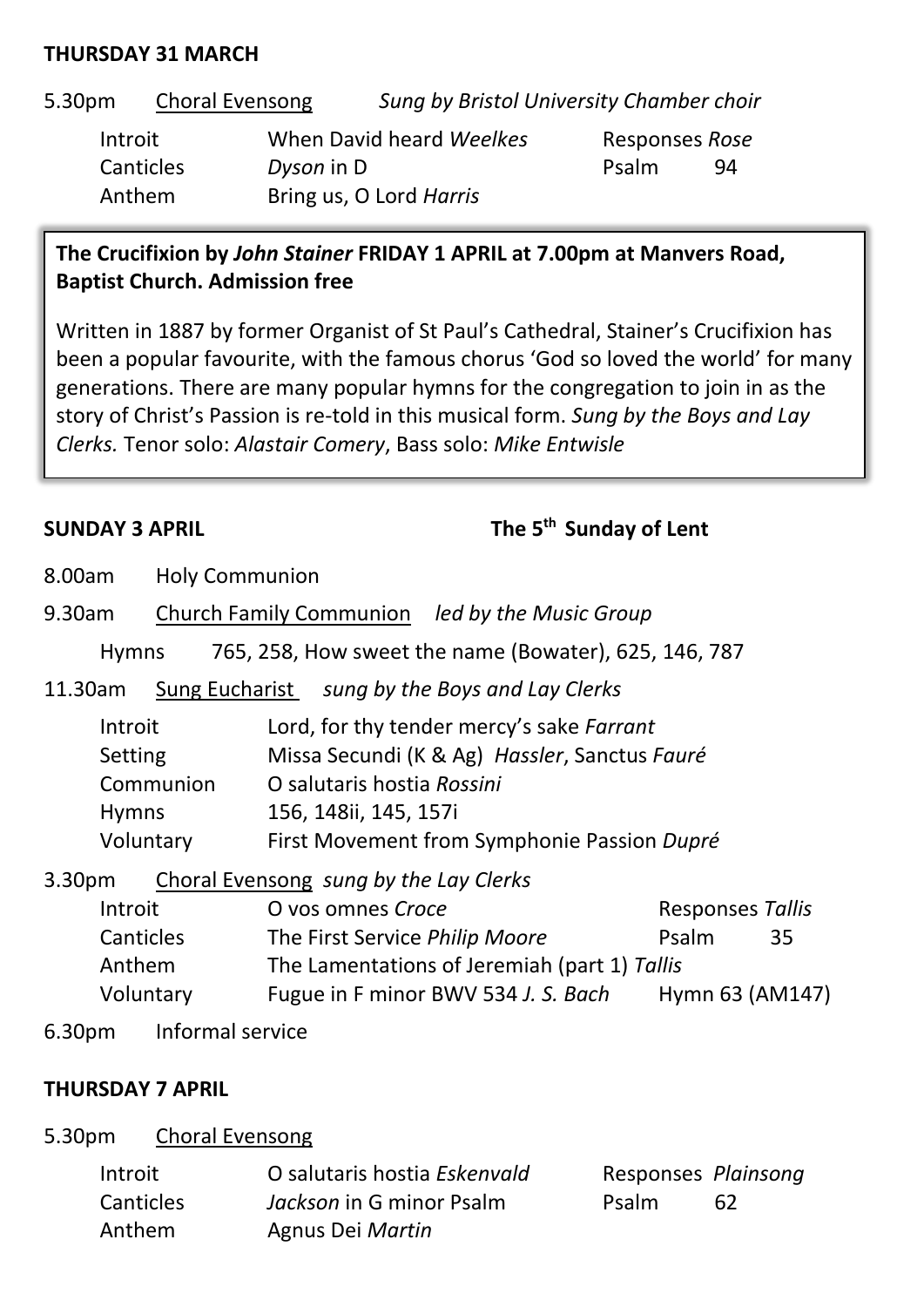**THURSDAY 31 MARCH**

5.30pm Choral Evensong *Sung by Bristol University Chamber choir*

| | | | |
|---|---|---|---|
| Introit | When David heard *Weelkes* | Responses *Rose* | |
| Canticles | *Dyson* in D | Psalm | 94 |
| Anthem | Bring us, O Lord *Harris* | | |

**The Crucifixion by *John Stainer* FRIDAY 1 APRIL at 7.00pm at Manvers Road, Baptist Church. Admission free**

Written in 1887 by former Organist of St Paul's Cathedral, Stainer's Crucifixion has been a popular favourite, with the famous chorus 'God so loved the world' for many generations. There are many popular hymns for the congregation to join in as the story of Christ's Passion is re-told in this musical form. *Sung by the Boys and Lay Clerks.* Tenor solo: *Alastair Comery*, Bass solo: *Mike Entwisle*

**SUNDAY 3 APRIL** **The 5th Sunday of Lent**

8.00am Holy Communion

9.30am Church Family Communion *led by the Music Group*

Hymns 765, 258, How sweet the name (Bowater), 625, 146, 787

11.30am Sung Eucharist *sung by the Boys and Lay Clerks*

| | |
|---|---|
| Introit | Lord, for thy tender mercy's sake *Farrant* |
| Setting | Missa Secundi (K & Ag) *Hassler*, Sanctus *Fauré* |
| Communion | O salutaris hostia *Rossini* |
| Hymns | 156, 148ii, 145, 157i |
| Voluntary | First Movement from Symphonie Passion *Dupré* |

3.30pm Choral Evensong *sung by the Lay Clerks*

| | | | |
|---|---|---|---|
| Introit | O vos omnes *Croce* | Responses *Tallis* | |
| Canticles | The First Service *Philip Moore* | Psalm | 35 |
| Anthem | The Lamentations of Jeremiah (part 1) *Tallis* | | |
| Voluntary | Fugue in F minor BWV 534 *J. S. Bach* | Hymn 63 (AM147) | |

6.30pm Informal service

**THURSDAY 7 APRIL**

5.30pm Choral Evensong

| | | | |
|---|---|---|---|
| Introit | O salutaris hostia *Eskenvald* | Responses *Plainsong* | |
| Canticles | *Jackson* in G minor Psalm | Psalm | 62 |
| Anthem | Agnus Dei *Martin* | | |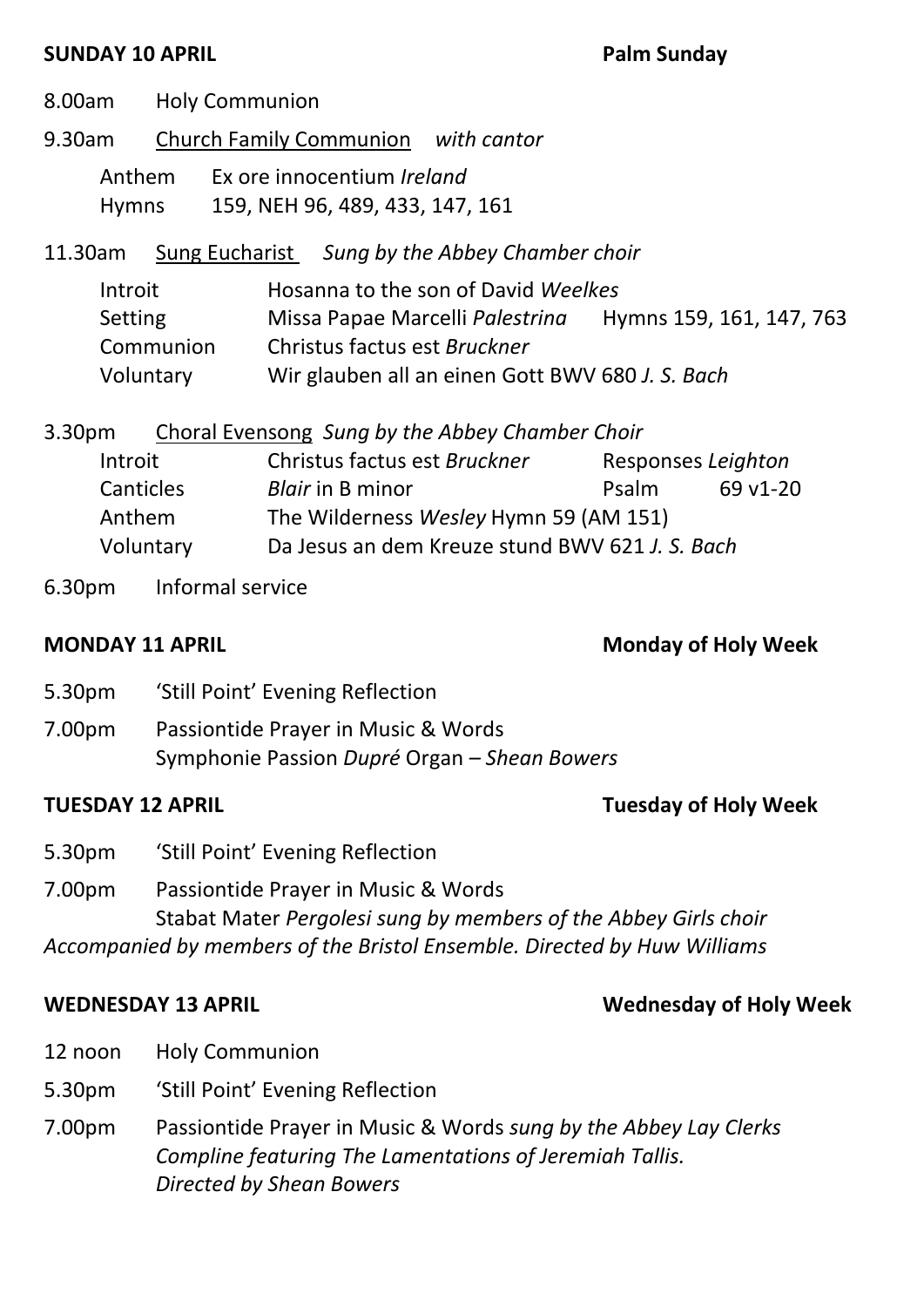**SUNDAY 10 APRIL** **Palm Sunday**

8.00am Holy Communion

9.30am Church Family Communion *with cantor*

Anthem Ex ore innocentium *Ireland*
Hymns 159, NEH 96, 489, 433, 147, 161

11.30am Sung Eucharist *Sung by the Abbey Chamber choir*

Introit Hosanna to the son of David *Weelkes*
Setting Missa Papae Marcelli *Palestrina* Hymns 159, 161, 147, 763
Communion Christus factus est *Bruckner*
Voluntary Wir glauben all an einen Gott BWV 680 *J. S. Bach*

3.30pm Choral Evensong *Sung by the Abbey Chamber Choir*

Introit Christus factus est *Bruckner* Responses *Leighton*
Canticles *Blair* in B minor Psalm 69 v1-20
Anthem The Wilderness *Wesley* Hymn 59 (AM 151)
Voluntary Da Jesus an dem Kreuze stund BWV 621 *J. S. Bach*

6.30pm Informal service

**MONDAY 11 APRIL** **Monday of Holy Week**

5.30pm 'Still Point' Evening Reflection

7.00pm Passiontide Prayer in Music & Words
Symphonie Passion *Dupré* Organ – *Shean Bowers*

**TUESDAY 12 APRIL** **Tuesday of Holy Week**

5.30pm 'Still Point' Evening Reflection

7.00pm Passiontide Prayer in Music & Words
Stabat Mater *Pergolesi sung by members of the Abbey Girls choir*
*Accompanied by members of the Bristol Ensemble. Directed by Huw Williams*

**WEDNESDAY 13 APRIL** **Wednesday of Holy Week**

12 noon Holy Communion

5.30pm 'Still Point' Evening Reflection

7.00pm Passiontide Prayer in Music & Words *sung by the Abbey Lay Clerks*
*Compline featuring The Lamentations of Jeremiah Tallis.*
*Directed by Shean Bowers*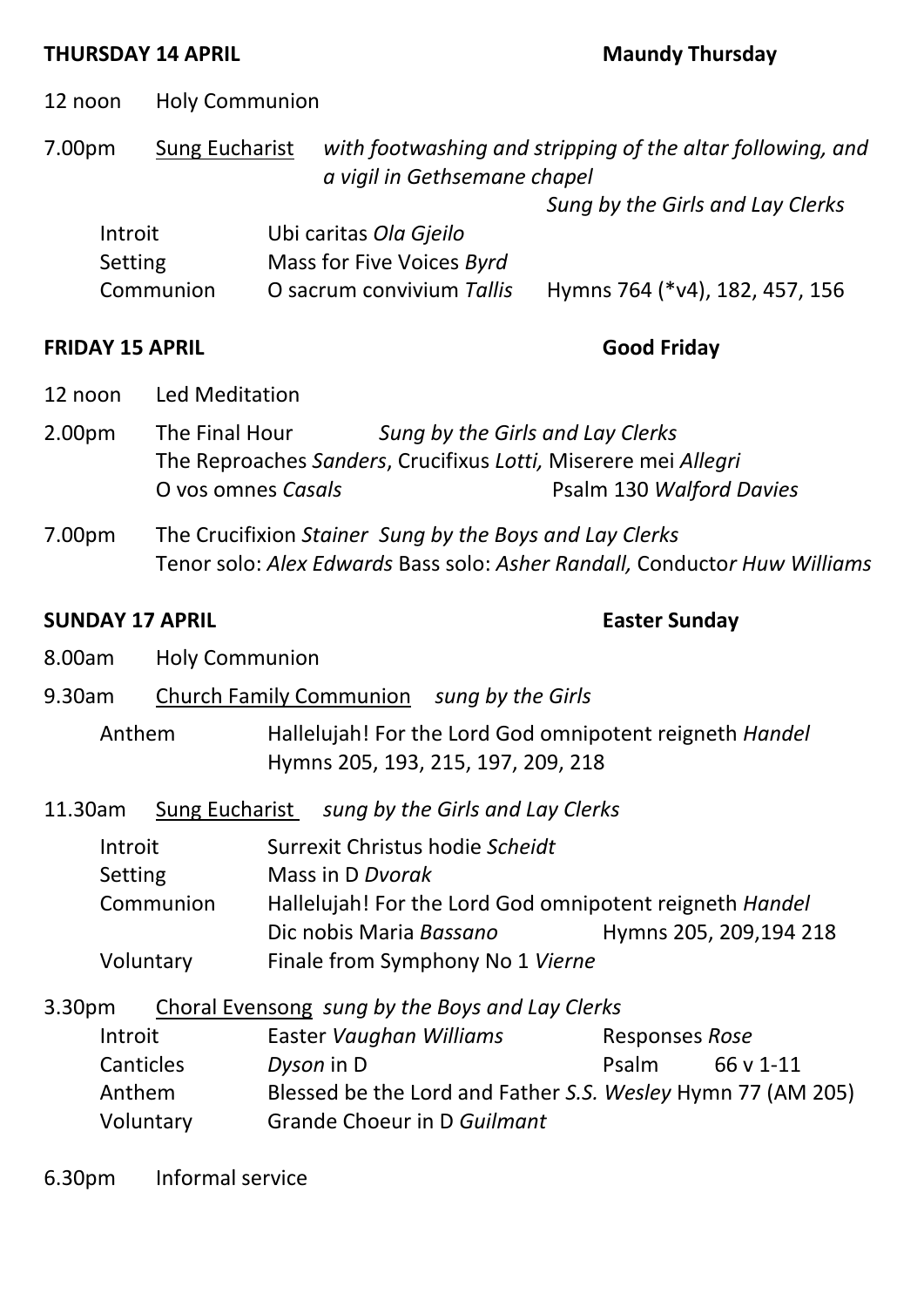**THURSDAY 14 APRIL** **Maundy Thursday**

12 noon Holy Communion

7.00pm Sung Eucharist *with footwashing and stripping of the altar following, and a vigil in Gethsemane chapel*

*Sung by the Girls and Lay Clerks*

Introit Ubi caritas *Ola Gjeilo*
Setting Mass for Five Voices *Byrd*
Communion O sacrum convivium *Tallis* Hymns 764 (*v4), 182, 457, 156

**FRIDAY 15 APRIL** **Good Friday**

12 noon Led Meditation

2.00pm The Final Hour *Sung by the Girls and Lay Clerks*
The Reproaches *Sanders*, Crucifixus *Lotti,* Miserere mei *Allegri*
O vos omnes *Casals* Psalm 130 *Walford Davies*

7.00pm The Crucifixion *Stainer* *Sung by the Boys and Lay Clerks*
Tenor solo: *Alex Edwards* Bass solo: *Asher Randall,* Conductor *Huw Williams*

**SUNDAY 17 APRIL** **Easter Sunday**

8.00am Holy Communion

9.30am Church Family Communion *sung by the Girls*

Anthem Hallelujah! For the Lord God omnipotent reigneth *Handel*
Hymns 205, 193, 215, 197, 209, 218

11.30am Sung Eucharist *sung by the Girls and Lay Clerks*

Introit Surrexit Christus hodie *Scheidt*
Setting Mass in D *Dvorak*
Communion Hallelujah! For the Lord God omnipotent reigneth *Handel*
Dic nobis Maria *Bassano* Hymns 205, 209,194 218
Voluntary Finale from Symphony No 1 *Vierne*

3.30pm Choral Evensong *sung by the Boys and Lay Clerks*

Introit Easter *Vaughan Williams* Responses *Rose*
Canticles *Dyson* in D Psalm 66 v 1-11
Anthem Blessed be the Lord and Father *S.S. Wesley* Hymn 77 (AM 205)
Voluntary Grande Choeur in D *Guilmant*

6.30pm Informal service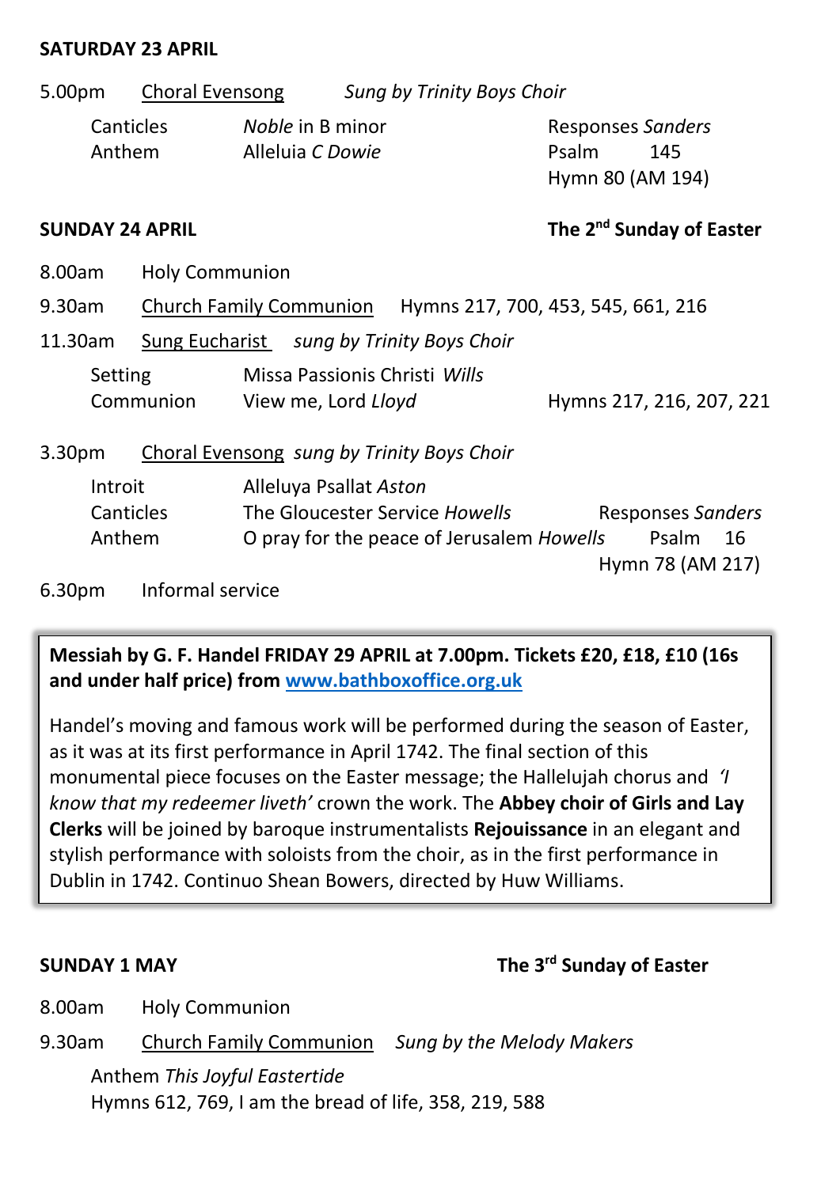**SATURDAY 23 APRIL**

5.00pm  Choral Evensong  *Sung by Trinity Boys Choir*

Canticles  *Noble* in B minor  
Anthem  Alleluia *C Dowie*  
Responses *Sanders*  
Psalm 145  
Hymn 80 (AM 194)

**SUNDAY 24 APRIL** — **The 2nd Sunday of Easter**

8.00am  Holy Communion

9.30am  Church Family Communion  Hymns 217, 700, 453, 545, 661, 216

11.30am  Sung Eucharist  *sung by Trinity Boys Choir*

Setting  Missa Passionis Christi *Wills*  
Communion  View me, Lord *Lloyd*  
Hymns 217, 216, 207, 221

3.30pm  Choral Evensong  *sung by Trinity Boys Choir*

Introit  Alleluya Psallat *Aston*  
Canticles  The Gloucester Service *Howells*  
Anthem  O pray for the peace of Jerusalem *Howells*  
Responses *Sanders*  
Psalm 16  
Hymn 78 (AM 217)

6.30pm  Informal service

**Messiah by G. F. Handel FRIDAY 29 APRIL at 7.00pm. Tickets £20, £18, £10 (16s and under half price) from www.bathboxoffice.org.uk**

Handel's moving and famous work will be performed during the season of Easter, as it was at its first performance in April 1742. The final section of this monumental piece focuses on the Easter message; the Hallelujah chorus and *'I know that my redeemer liveth'* crown the work. The **Abbey choir of Girls and Lay Clerks** will be joined by baroque instrumentalists **Rejouissance** in an elegant and stylish performance with soloists from the choir, as in the first performance in Dublin in 1742. Continuo Shean Bowers, directed by Huw Williams.

**SUNDAY 1 MAY** — **The 3rd Sunday of Easter**

8.00am  Holy Communion

9.30am  Church Family Communion  *Sung by the Melody Makers*

Anthem *This Joyful Eastertide*  
Hymns 612, 769, I am the bread of life, 358, 219, 588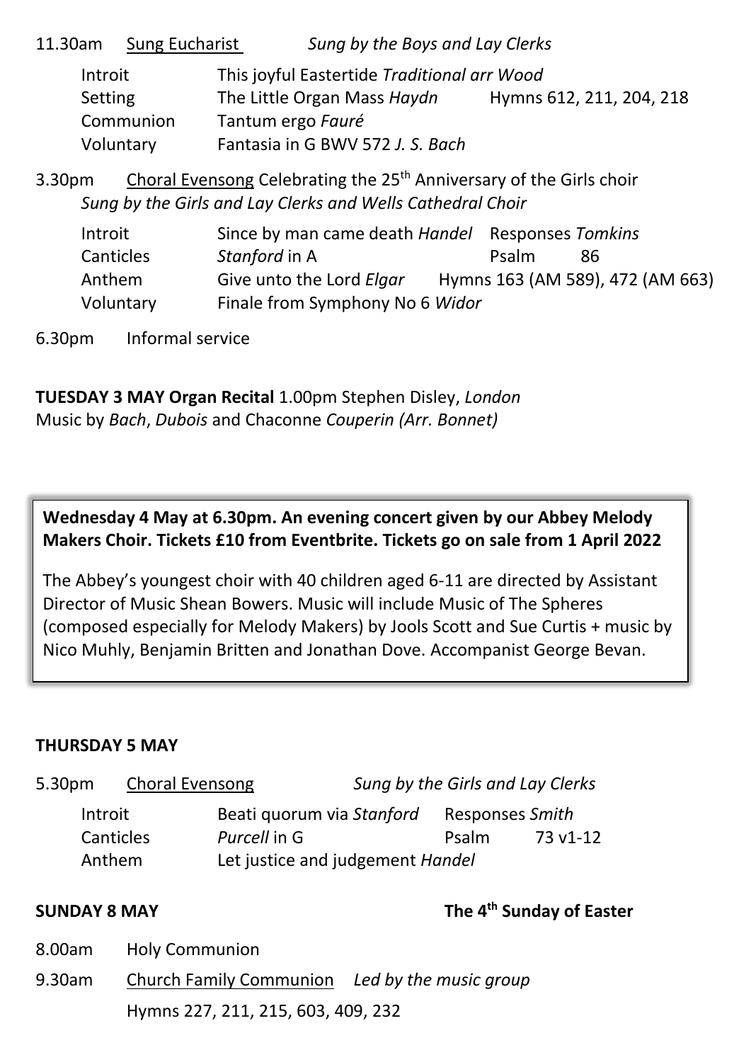11.30am <u>Sung Eucharist</u> *Sung by the Boys and Lay Clerks*

| | | |
|---|---|---|
| Introit | This joyful Eastertide *Traditional arr Wood* | |
| Setting | The Little Organ Mass *Haydn* | Hymns 612, 211, 204, 218 |
| Communion | Tantum ergo *Fauré* | |
| Voluntary | Fantasia in G BWV 572 *J. S. Bach* | |

3.30pm <u>Choral Evensong</u> Celebrating the 25th Anniversary of the Girls choir
*Sung by the Girls and Lay Clerks and Wells Cathedral Choir*

| | | |
|---|---|---|
| Introit | Since by man came death *Handel* | Responses *Tomkins* |
| Canticles | *Stanford* in A | Psalm 86 |
| Anthem | Give unto the Lord *Elgar* | Hymns 163 (AM 589), 472 (AM 663) |
| Voluntary | Finale from Symphony No 6 *Widor* | |

6.30pm Informal service

**TUESDAY 3 MAY Organ Recital** 1.00pm Stephen Disley, *London*
Music by *Bach*, *Dubois* and Chaconne *Couperin (Arr. Bonnet)*

**Wednesday 4 May at 6.30pm. An evening concert given by our Abbey Melody Makers Choir. Tickets £10 from Eventbrite. Tickets go on sale from 1 April 2022**

The Abbey's youngest choir with 40 children aged 6-11 are directed by Assistant Director of Music Shean Bowers. Music will include Music of The Spheres (composed especially for Melody Makers) by Jools Scott and Sue Curtis + music by Nico Muhly, Benjamin Britten and Jonathan Dove. Accompanist George Bevan.

**THURSDAY 5 MAY**

5.30pm <u>Choral Evensong</u> *Sung by the Girls and Lay Clerks*

| | | |
|---|---|---|
| Introit | Beati quorum via *Stanford* | Responses *Smith* |
| Canticles | *Purcell* in G | Psalm 73 v1-12 |
| Anthem | Let justice and judgement *Handel* | |

**SUNDAY 8 MAY** **The 4th Sunday of Easter**

8.00am Holy Communion

9.30am <u>Church Family Communion</u> *Led by the music group*
Hymns 227, 211, 215, 603, 409, 232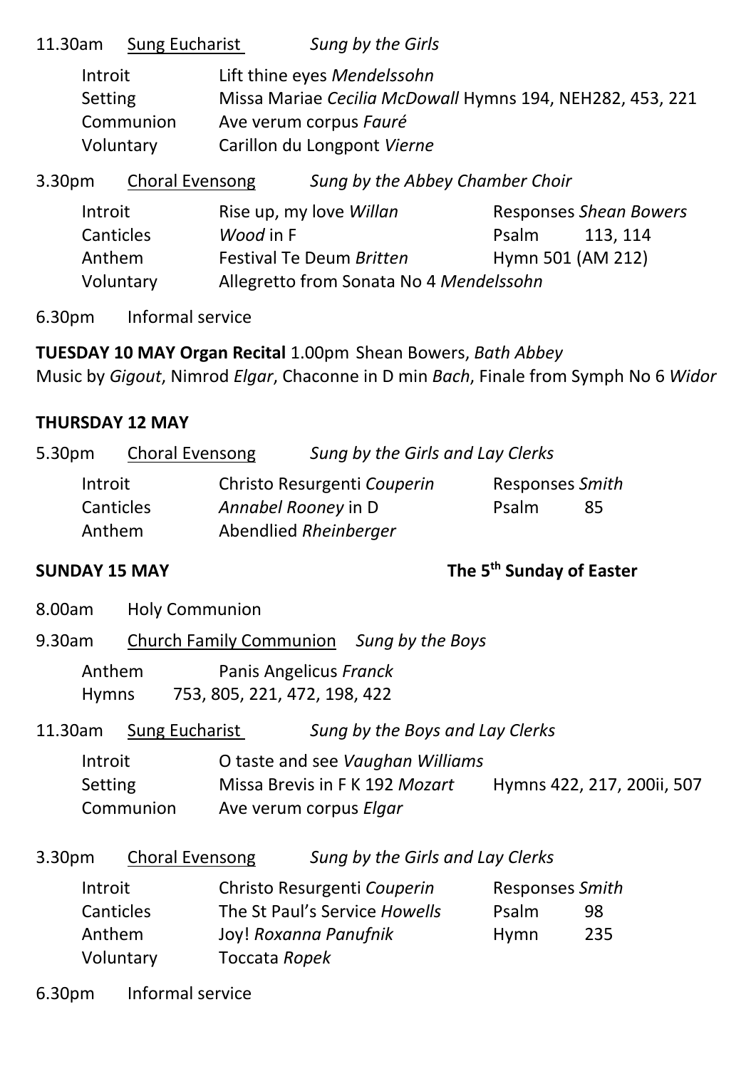11.30am <u>Sung Eucharist</u> *Sung by the Girls*

| | |
|---|---|
| Introit | Lift thine eyes *Mendelssohn* |
| Setting | Missa Mariae *Cecilia McDowall* Hymns 194, NEH282, 453, 221 |
| Communion | Ave verum corpus *Fauré* |
| Voluntary | Carillon du Longpont *Vierne* |

3.30pm <u>Choral Evensong</u> *Sung by the Abbey Chamber Choir*

| | | | |
|---|---|---|---|
| Introit | Rise up, my love *Willan* | Responses *Shean Bowers* | |
| Canticles | *Wood* in F | Psalm | 113, 114 |
| Anthem | Festival Te Deum *Britten* | Hymn 501 (AM 212) | |
| Voluntary | Allegretto from Sonata No 4 *Mendelssohn* | | |

6.30pm Informal service

**TUESDAY 10 MAY Organ Recital** 1.00pm Shean Bowers, *Bath Abbey*
Music by *Gigout*, Nimrod *Elgar*, Chaconne in D min *Bach*, Finale from Symph No 6 *Widor*

**THURSDAY 12 MAY**

5.30pm <u>Choral Evensong</u> *Sung by the Girls and Lay Clerks*

| | | | |
|---|---|---|---|
| Introit | Christo Resurgenti *Couperin* | Responses *Smith* | |
| Canticles | *Annabel Rooney* in D | Psalm | 85 |
| Anthem | Abendlied *Rheinberger* | | |

**SUNDAY 15 MAY** **The 5th Sunday of Easter**

8.00am Holy Communion

9.30am <u>Church Family Communion</u> *Sung by the Boys*

| | |
|---|---|
| Anthem | Panis Angelicus *Franck* |
| Hymns | 753, 805, 221, 472, 198, 422 |

11.30am <u>Sung Eucharist</u> *Sung by the Boys and Lay Clerks*

| | | |
|---|---|---|
| Introit | O taste and see *Vaughan Williams* | |
| Setting | Missa Brevis in F K 192 *Mozart* | Hymns 422, 217, 200ii, 507 |
| Communion | Ave verum corpus *Elgar* | |

3.30pm <u>Choral Evensong</u> *Sung by the Girls and Lay Clerks*

| | | | |
|---|---|---|---|
| Introit | Christo Resurgenti *Couperin* | Responses *Smith* | |
| Canticles | The St Paul's Service *Howells* | Psalm | 98 |
| Anthem | Joy! *Roxanna Panufnik* | Hymn | 235 |
| Voluntary | Toccata *Ropek* | | |

6.30pm Informal service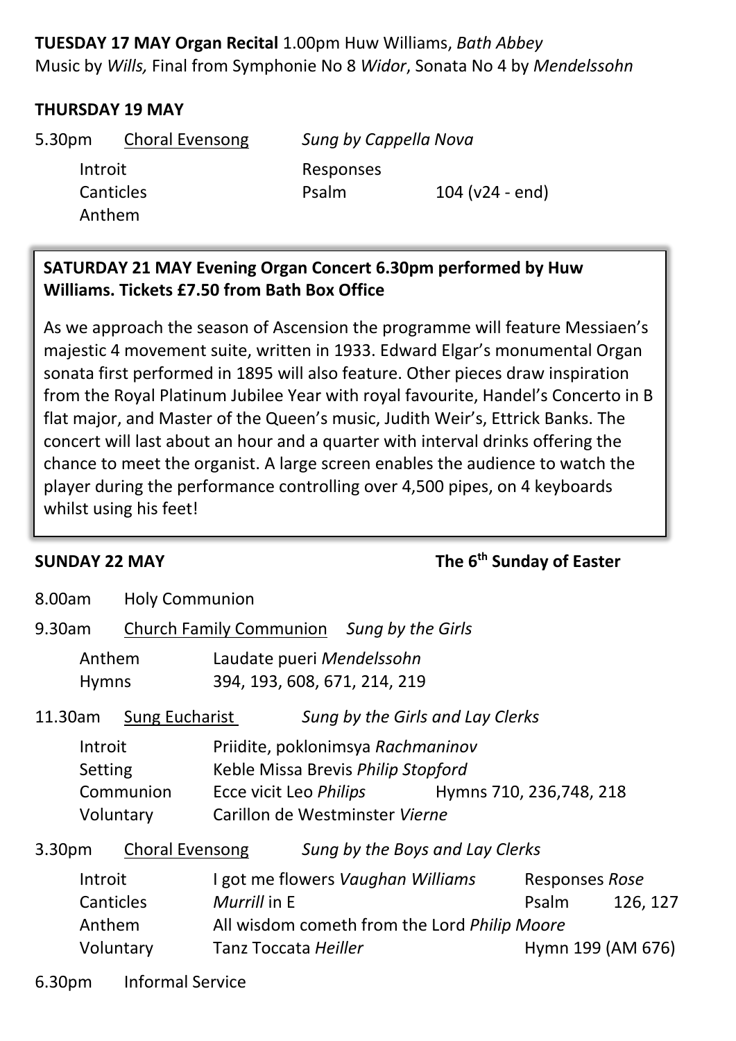**TUESDAY 17 MAY Organ Recital** 1.00pm Huw Williams, *Bath Abbey*
Music by *Wills,* Final from Symphonie No 8 *Widor*, Sonata No 4 by *Mendelssohn*

**THURSDAY 19 MAY**

5.30pm Choral Evensong *Sung by Cappella Nova*

| | | | |
|---|---|---|---|
| Introit | | Responses | |
| Canticles | | Psalm | 104 (v24 - end) |
| Anthem | | | |

**SATURDAY 21 MAY Evening Organ Concert 6.30pm performed by Huw Williams. Tickets £7.50 from Bath Box Office**

As we approach the season of Ascension the programme will feature Messiaen's majestic 4 movement suite, written in 1933. Edward Elgar's monumental Organ sonata first performed in 1895 will also feature. Other pieces draw inspiration from the Royal Platinum Jubilee Year with royal favourite, Handel's Concerto in B flat major, and Master of the Queen's music, Judith Weir's, Ettrick Banks. The concert will last about an hour and a quarter with interval drinks offering the chance to meet the organist. A large screen enables the audience to watch the player during the performance controlling over 4,500 pipes, on 4 keyboards whilst using his feet!

**SUNDAY 22 MAY** **The 6th Sunday of Easter**

8.00am Holy Communion

9.30am Church Family Communion *Sung by the Girls*

| | |
|---|---|
| Anthem | Laudate pueri *Mendelssohn* |
| Hymns | 394, 193, 608, 671, 214, 219 |

11.30am Sung Eucharist *Sung by the Girls and Lay Clerks*

| | | |
|---|---|---|
| Introit | Priidite, poklonimsya *Rachmaninov* | |
| Setting | Keble Missa Brevis *Philip Stopford* | |
| Communion | Ecce vicit Leo *Philips* | Hymns 710, 236,748, 218 |
| Voluntary | Carillon de Westminster *Vierne* | |

3.30pm Choral Evensong *Sung by the Boys and Lay Clerks*

| | | | |
|---|---|---|---|
| Introit | I got me flowers *Vaughan Williams* | Responses *Rose* | |
| Canticles | *Murrill* in E | Psalm | 126, 127 |
| Anthem | All wisdom cometh from the Lord *Philip Moore* | | |
| Voluntary | Tanz Toccata *Heiller* | Hymn 199 (AM 676) | |

6.30pm Informal Service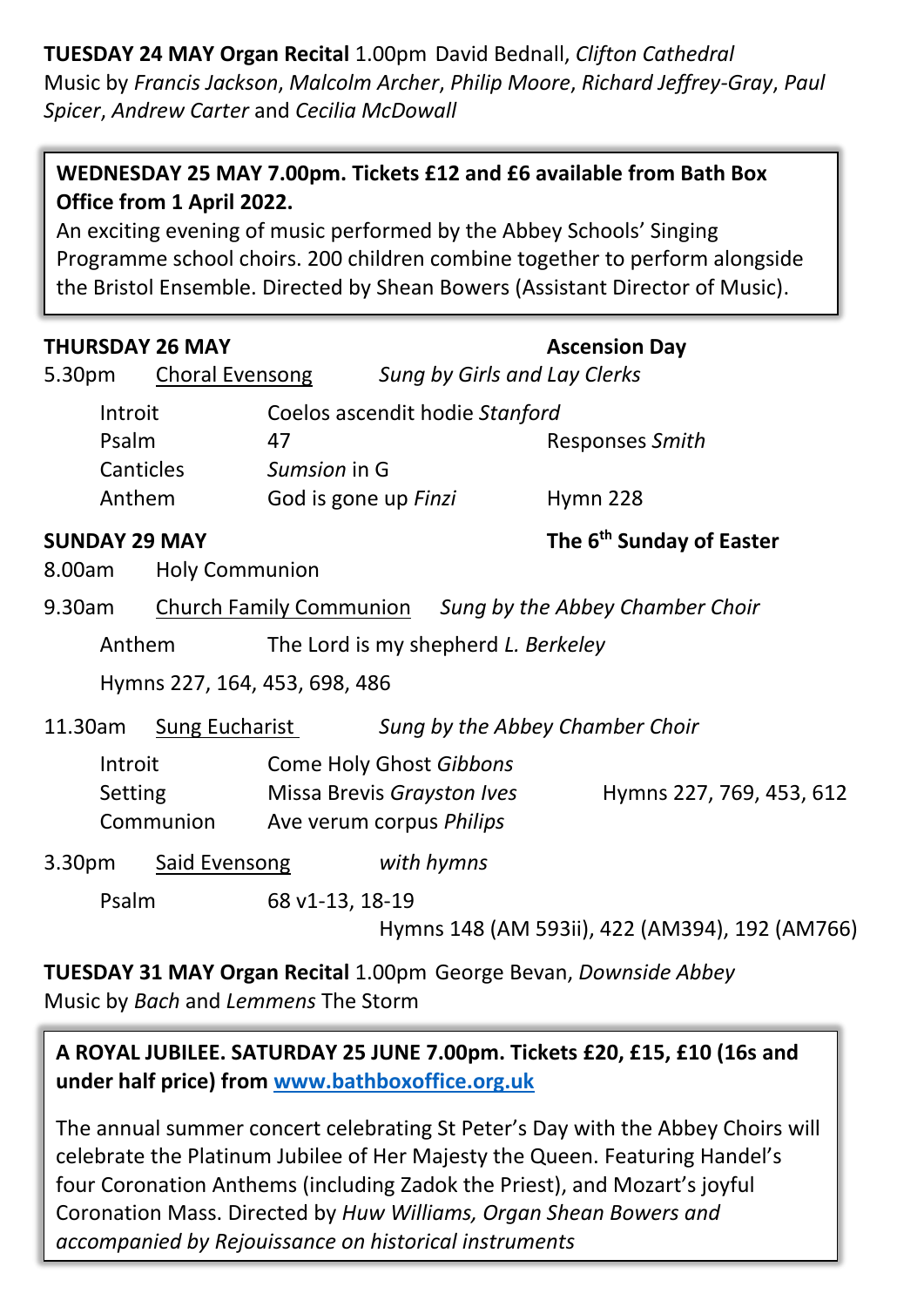**TUESDAY 24 MAY Organ Recital** 1.00pm David Bednall, *Clifton Cathedral*
Music by *Francis Jackson*, *Malcolm Archer*, *Philip Moore*, *Richard Jeffrey-Gray*, *Paul Spicer*, *Andrew Carter* and *Cecilia McDowall*

**WEDNESDAY 25 MAY 7.00pm. Tickets £12 and £6 available from Bath Box Office from 1 April 2022.**
An exciting evening of music performed by the Abbey Schools' Singing Programme school choirs. 200 children combine together to perform alongside the Bristol Ensemble. Directed by Shean Bowers (Assistant Director of Music).

**THURSDAY 26 MAY** **Ascension Day**

5.30pm Choral Evensong *Sung by Girls and Lay Clerks*

| | | |
|---|---|---|
| Introit | Coelos ascendit hodie *Stanford* | |
| Psalm | 47 | Responses *Smith* |
| Canticles | *Sumsion* in G | |
| Anthem | God is gone up *Finzi* | Hymn 228 |

**SUNDAY 29 MAY** **The 6th Sunday of Easter**

8.00am Holy Communion

9.30am Church Family Communion *Sung by the Abbey Chamber Choir*

Anthem The Lord is my shepherd *L. Berkeley*

Hymns 227, 164, 453, 698, 486

11.30am Sung Eucharist *Sung by the Abbey Chamber Choir*

| | | |
|---|---|---|
| Introit | Come Holy Ghost *Gibbons* | |
| Setting | Missa Brevis *Grayston Ives* | Hymns 227, 769, 453, 612 |
| Communion | Ave verum corpus *Philips* | |

3.30pm Said Evensong *with hymns*

Psalm 68 v1-13, 18-19

Hymns 148 (AM 593ii), 422 (AM394), 192 (AM766)

**TUESDAY 31 MAY Organ Recital** 1.00pm George Bevan, *Downside Abbey*
Music by *Bach* and *Lemmens* The Storm

**A ROYAL JUBILEE. SATURDAY 25 JUNE 7.00pm. Tickets £20, £15, £10 (16s and under half price) from www.bathboxoffice.org.uk**

The annual summer concert celebrating St Peter's Day with the Abbey Choirs will celebrate the Platinum Jubilee of Her Majesty the Queen. Featuring Handel's four Coronation Anthems (including Zadok the Priest), and Mozart's joyful Coronation Mass. Directed by *Huw Williams, Organ Shean Bowers and accompanied by Rejouissance on historical instruments*